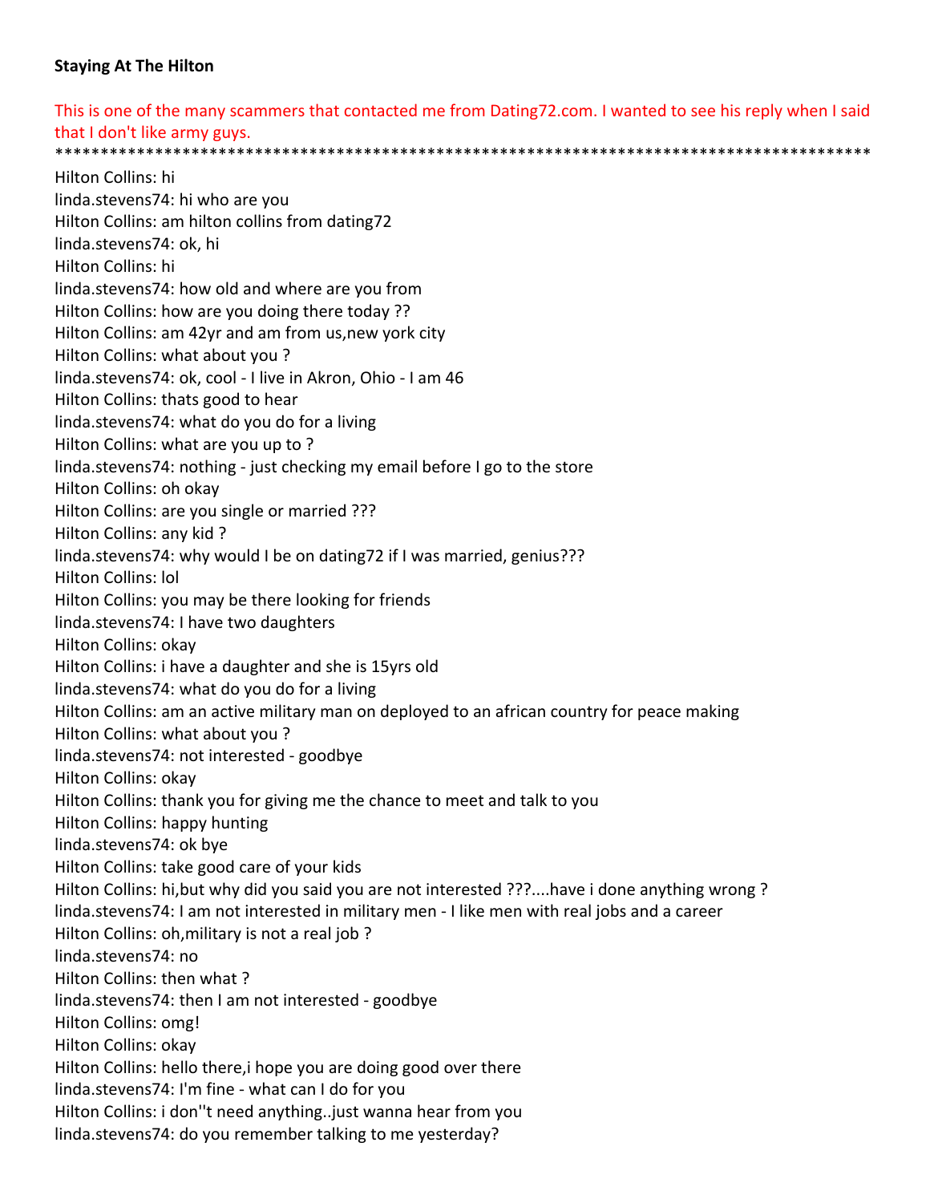**Staying At The Hilton**

This is one of the many scammers that contacted me from Dating72.com. I wanted to see his reply when I said that I don't like army guys.

*********************************************************************************************

Hilton Collins: hi  
linda.stevens74: hi who are you  
Hilton Collins: am hilton collins from dating72  
linda.stevens74: ok, hi  
Hilton Collins: hi  
linda.stevens74: how old and where are you from  
Hilton Collins: how are you doing there today ??  
Hilton Collins: am 42yr and am from us,new york city  
Hilton Collins: what about you ?  
linda.stevens74: ok, cool - I live in Akron, Ohio - I am 46  
Hilton Collins: thats good to hear  
linda.stevens74: what do you do for a living  
Hilton Collins: what are you up to ?  
linda.stevens74: nothing - just checking my email before I go to the store  
Hilton Collins: oh okay  
Hilton Collins: are you single or married ???  
Hilton Collins: any kid ?  
linda.stevens74: why would I be on dating72 if I was married, genius???  
Hilton Collins: lol  
Hilton Collins: you may be there looking for friends  
linda.stevens74: I have two daughters  
Hilton Collins: okay  
Hilton Collins: i have a daughter and she is 15yrs old  
linda.stevens74: what do you do for a living  
Hilton Collins: am an active military man on deployed to an african country for peace making  
Hilton Collins: what about you ?  
linda.stevens74: not interested - goodbye  
Hilton Collins: okay  
Hilton Collins: thank you for giving me the chance to meet and talk to you  
Hilton Collins: happy hunting  
linda.stevens74: ok bye  
Hilton Collins: take good care of your kids  
Hilton Collins: hi,but why did you said you are not interested ???....have i done anything wrong ?  
linda.stevens74: I am not interested in military men - I like men with real jobs and a career  
Hilton Collins: oh,military is not a real job ?  
linda.stevens74: no  
Hilton Collins: then what ?  
linda.stevens74: then I am not interested - goodbye  
Hilton Collins: omg!  
Hilton Collins: okay  
Hilton Collins: hello there,i hope you are doing good over there  
linda.stevens74: I'm fine - what can I do for you  
Hilton Collins: i don''t need anything..just wanna hear from you  
linda.stevens74: do you remember talking to me yesterday?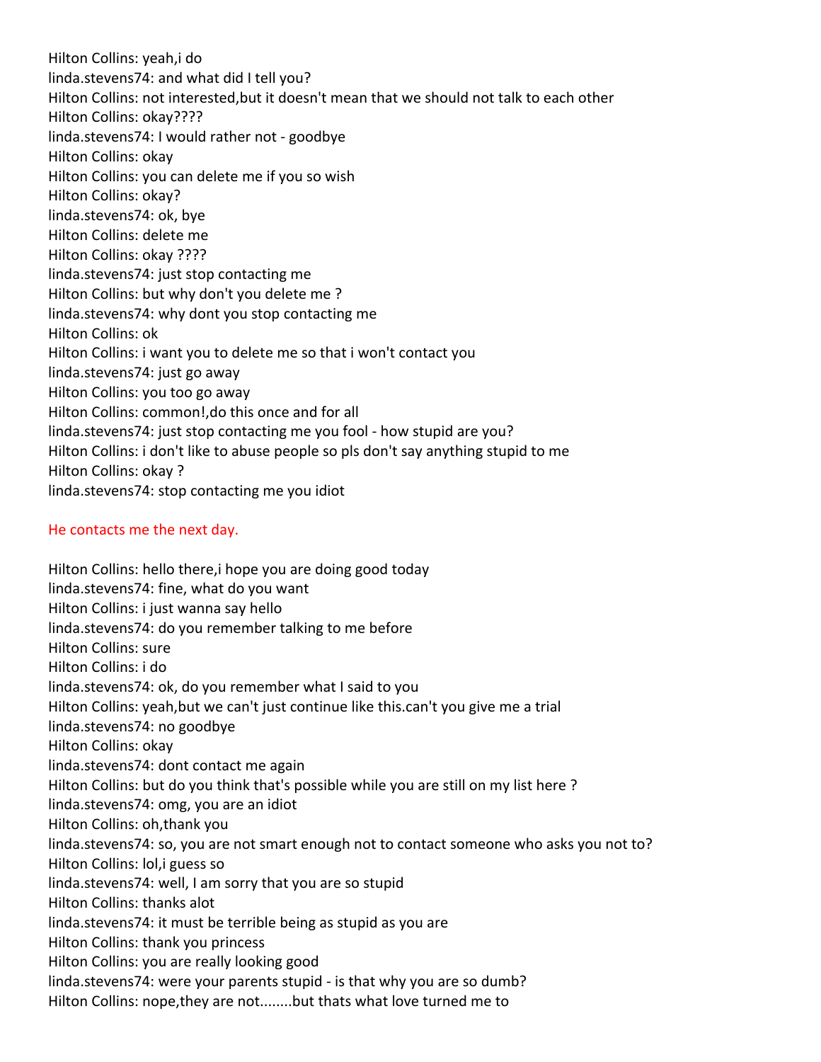Hilton Collins: yeah,i do
linda.stevens74: and what did I tell you?
Hilton Collins: not interested,but it doesn't mean that we should not talk to each other
Hilton Collins: okay????
linda.stevens74: I would rather not - goodbye
Hilton Collins: okay
Hilton Collins: you can delete me if you so wish
Hilton Collins: okay?
linda.stevens74: ok, bye
Hilton Collins: delete me
Hilton Collins: okay ????
linda.stevens74: just stop contacting me
Hilton Collins: but why don't you delete me ?
linda.stevens74: why dont you stop contacting me
Hilton Collins: ok
Hilton Collins: i want you to delete me so that i won't contact you
linda.stevens74: just go away
Hilton Collins: you too go away
Hilton Collins: common!,do this once and for all
linda.stevens74: just stop contacting me you fool - how stupid are you?
Hilton Collins: i don't like to abuse people so pls don't say anything stupid to me
Hilton Collins: okay ?
linda.stevens74: stop contacting me you idiot

He contacts me the next day.

Hilton Collins: hello there,i hope you are doing good today
linda.stevens74: fine, what do you want
Hilton Collins: i just wanna say hello
linda.stevens74: do you remember talking to me before
Hilton Collins: sure
Hilton Collins: i do
linda.stevens74: ok, do you remember what I said to you
Hilton Collins: yeah,but we can't just continue like this.can't you give me a trial
linda.stevens74: no goodbye
Hilton Collins: okay
linda.stevens74: dont contact me again
Hilton Collins: but do you think that's possible while you are still on my list here ?
linda.stevens74: omg, you are an idiot
Hilton Collins: oh,thank you
linda.stevens74: so, you are not smart enough not to contact someone who asks you not to?
Hilton Collins: lol,i guess so
linda.stevens74: well, I am sorry that you are so stupid
Hilton Collins: thanks alot
linda.stevens74: it must be terrible being as stupid as you are
Hilton Collins: thank you princess
Hilton Collins: you are really looking good
linda.stevens74: were your parents stupid - is that why you are so dumb?
Hilton Collins: nope,they are not........but thats what love turned me to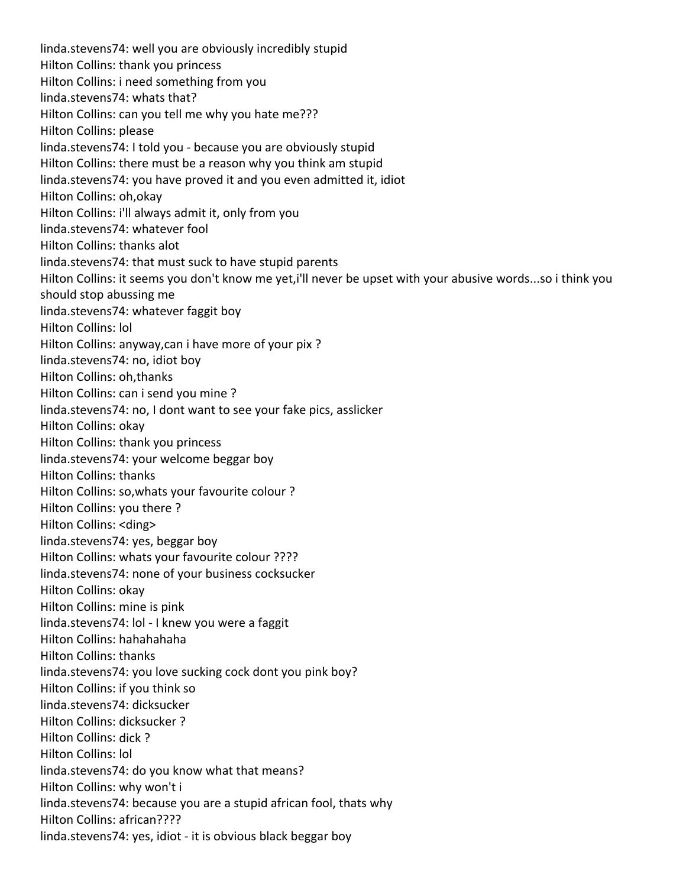linda.stevens74: well you are obviously incredibly stupid
Hilton Collins: thank you princess
Hilton Collins: i need something from you
linda.stevens74: whats that?
Hilton Collins: can you tell me why you hate me???
Hilton Collins: please
linda.stevens74: I told you - because you are obviously stupid
Hilton Collins: there must be a reason why you think am stupid
linda.stevens74: you have proved it and you even admitted it, idiot
Hilton Collins: oh,okay
Hilton Collins: i'll always admit it, only from you
linda.stevens74: whatever fool
Hilton Collins: thanks alot
linda.stevens74: that must suck to have stupid parents
Hilton Collins: it seems you don't know me yet,i'll never be upset with your abusive words...so i think you should stop abussing me
linda.stevens74: whatever faggit boy
Hilton Collins: lol
Hilton Collins: anyway,can i have more of your pix ?
linda.stevens74: no, idiot boy
Hilton Collins: oh,thanks
Hilton Collins: can i send you mine ?
linda.stevens74: no, I dont want to see your fake pics, asslicker
Hilton Collins: okay
Hilton Collins: thank you princess
linda.stevens74: your welcome beggar boy
Hilton Collins: thanks
Hilton Collins: so,whats your favourite colour ?
Hilton Collins: you there ?
Hilton Collins: <ding>
linda.stevens74: yes, beggar boy
Hilton Collins: whats your favourite colour ????
linda.stevens74: none of your business cocksucker
Hilton Collins: okay
Hilton Collins: mine is pink
linda.stevens74: lol - I knew you were a faggit
Hilton Collins: hahahahaha
Hilton Collins: thanks
linda.stevens74: you love sucking cock dont you pink boy?
Hilton Collins: if you think so
linda.stevens74: dicksucker
Hilton Collins: dicksucker ?
Hilton Collins: dick ?
Hilton Collins: lol
linda.stevens74: do you know what that means?
Hilton Collins: why won't i
linda.stevens74: because you are a stupid african fool, thats why
Hilton Collins: african????
linda.stevens74: yes, idiot - it is obvious black beggar boy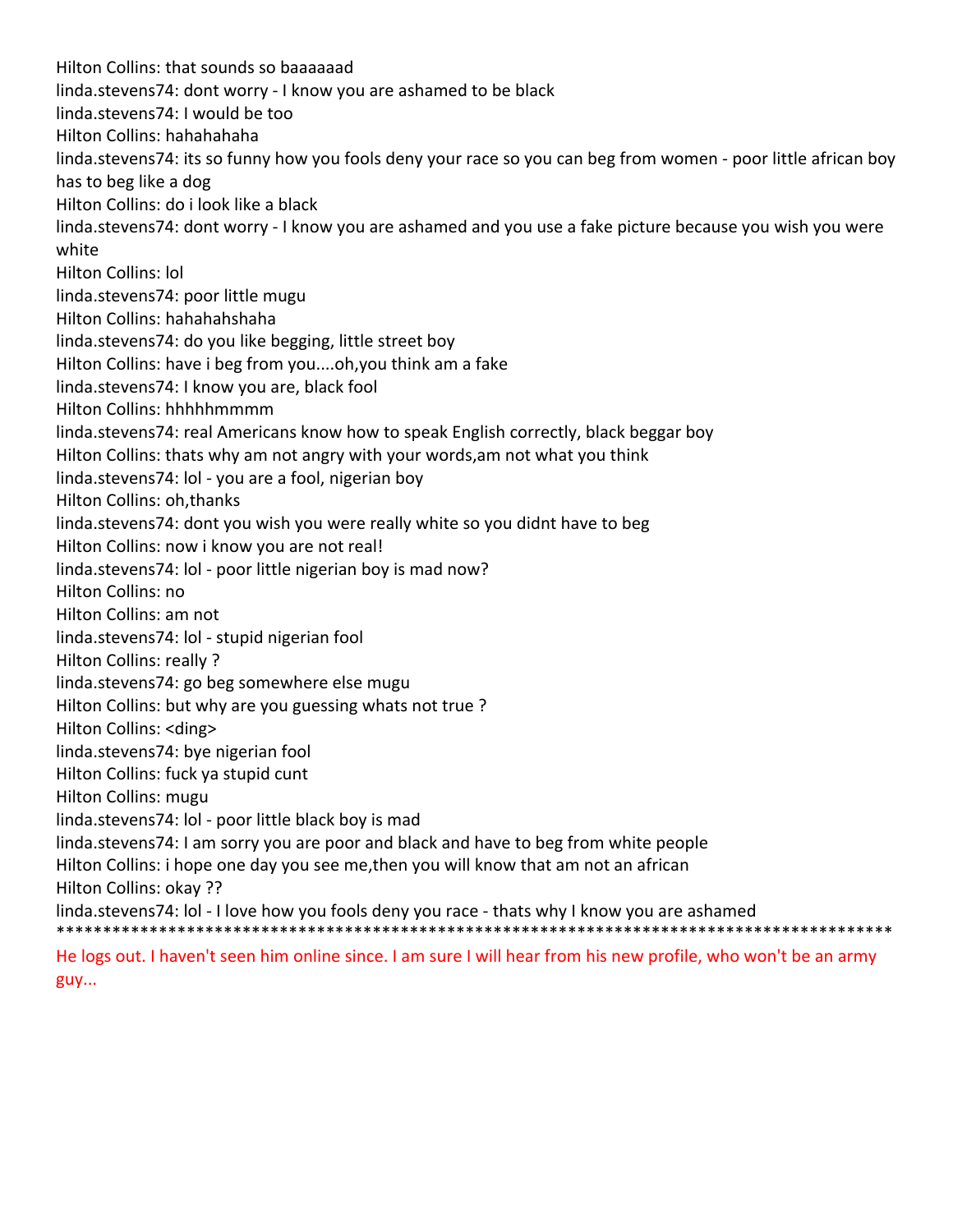Hilton Collins: that sounds so baaaaaad
linda.stevens74: dont worry - I know you are ashamed to be black
linda.stevens74: I would be too
Hilton Collins: hahahahaha
linda.stevens74: its so funny how you fools deny your race so you can beg from women - poor little african boy has to beg like a dog
Hilton Collins: do i look like a black
linda.stevens74: dont worry - I know you are ashamed and you use a fake picture because you wish you were white
Hilton Collins: lol
linda.stevens74: poor little mugu
Hilton Collins: hahahahshaha
linda.stevens74: do you like begging, little street boy
Hilton Collins: have i beg from you....oh,you think am a fake
linda.stevens74: I know you are, black fool
Hilton Collins: hhhhhmmmm
linda.stevens74: real Americans know how to speak English correctly, black beggar boy
Hilton Collins: thats why am not angry with your words,am not what you think
linda.stevens74: lol - you are a fool, nigerian boy
Hilton Collins: oh,thanks
linda.stevens74: dont you wish you were really white so you didnt have to beg
Hilton Collins: now i know you are not real!
linda.stevens74: lol - poor little nigerian boy is mad now?
Hilton Collins: no
Hilton Collins: am not
linda.stevens74: lol - stupid nigerian fool
Hilton Collins: really ?
linda.stevens74: go beg somewhere else mugu
Hilton Collins: but why are you guessing whats not true ?
Hilton Collins: <ding>
linda.stevens74: bye nigerian fool
Hilton Collins: fuck ya stupid cunt
Hilton Collins: mugu
linda.stevens74: lol - poor little black boy is mad
linda.stevens74: I am sorry you are poor and black and have to beg from white people
Hilton Collins: i hope one day you see me,then you will know that am not an african
Hilton Collins: okay ??
linda.stevens74: lol - I love how you fools deny you race - thats why I know you are ashamed
**********************************************************************************************

He logs out. I haven't seen him online since. I am sure I will hear from his new profile, who won't be an army guy...